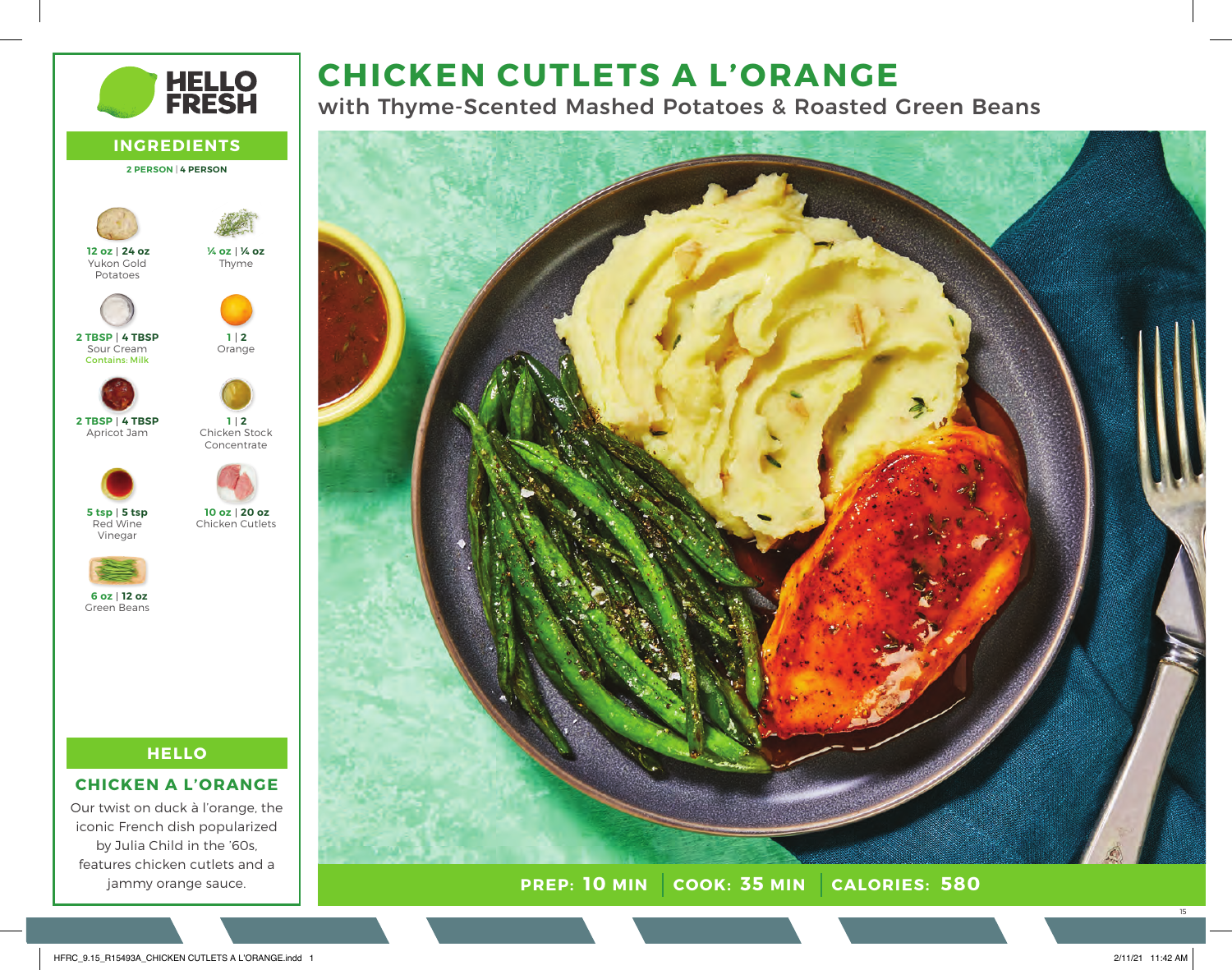# CHICKEN CUTLETS A L'ORANGE

with Thyme-Scented Mashed Potatoes & Roasted Green Beans

**PREP: 10 MIN** | **COOK: 35 MIN** | **CALORIES: 580**

## INGREDIENTS

**2 PERSON | 4 PERSON**

| Amount | Ingredient |
| --- | --- |
| **12 oz \| 24 oz** | Yukon Gold Potatoes |
| **¼ oz \| ¼ oz** | Thyme |
| **2 TBSP \| 4 TBSP** | Sour Cream (Contains: Milk) |
| **1 \| 2** | Orange |
| **2 TBSP \| 4 TBSP** | Apricot Jam |
| **1 \| 2** | Chicken Stock Concentrate |
| **5 tsp \| 5 tsp** | Red Wine Vinegar |
| **10 oz \| 20 oz** | Chicken Cutlets |
| **6 oz \| 12 oz** | Green Beans |

## HELLO

### CHICKEN A L'ORANGE

Our twist on duck à l'orange, the iconic French dish popularized by Julia Child in the '60s, features chicken cutlets and a jammy orange sauce.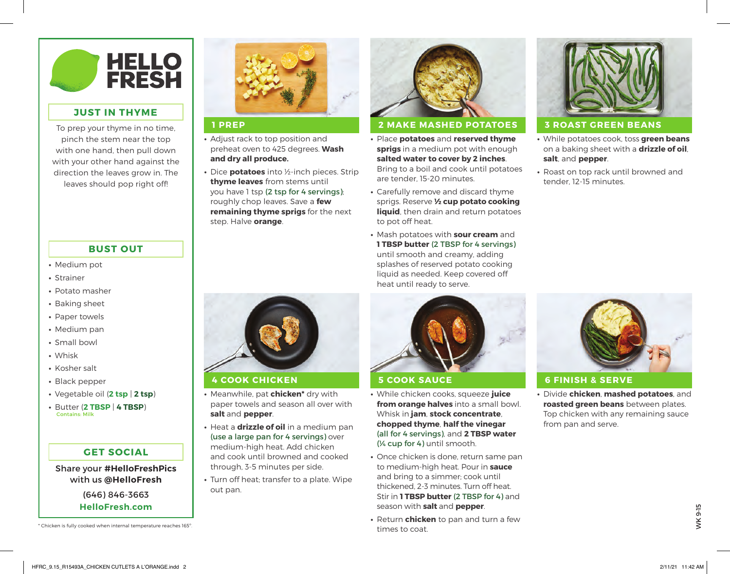# HELLO FRESH

## JUST IN THYME

To prep your thyme in no time, pinch the stem near the top with one hand, then pull down with your other hand against the direction the leaves grow in. The leaves should pop right off!

## BUST OUT

- Medium pot
- Strainer
- Potato masher
- Baking sheet
- Paper towels
- Medium pan
- Small bowl
- Whisk
- Kosher salt
- Black pepper
- Vegetable oil (2 tsp | 2 tsp)
- Butter (2 TBSP | 4 TBSP)
  Contains: Milk

## GET SOCIAL

Share your **#HelloFreshPics** with us **@HelloFresh**

(646) 846-3663

**HelloFresh.com**

## 1 PREP

- Adjust rack to top position and preheat oven to 425 degrees. **Wash and dry all produce.**
- Dice **potatoes** into ½-inch pieces. Strip **thyme leaves** from stems until you have 1 tsp (2 tsp for 4 servings); roughly chop leaves. Save a **few remaining thyme sprigs** for the next step. Halve **orange**.

## 2 MAKE MASHED POTATOES

- Place **potatoes** and **reserved thyme sprigs** in a medium pot with enough **salted water to cover by 2 inches**. Bring to a boil and cook until potatoes are tender, 15-20 minutes.
- Carefully remove and discard thyme sprigs. Reserve **½ cup potato cooking liquid**, then drain and return potatoes to pot off heat.
- Mash potatoes with **sour cream** and **1 TBSP butter** (2 TBSP for 4 servings) until smooth and creamy, adding splashes of reserved potato cooking liquid as needed. Keep covered off heat until ready to serve.

## 3 ROAST GREEN BEANS

- While potatoes cook, toss **green beans** on a baking sheet with a **drizzle of oil**, **salt**, and **pepper**.
- Roast on top rack until browned and tender, 12-15 minutes.

## 4 COOK CHICKEN

- Meanwhile, pat **chicken*** dry with paper towels and season all over with **salt** and **pepper**.
- Heat a **drizzle of oil** in a medium pan (use a large pan for 4 servings) over medium-high heat. Add chicken and cook until browned and cooked through, 3-5 minutes per side.
- Turn off heat; transfer to a plate. Wipe out pan.

## 5 COOK SAUCE

- While chicken cooks, squeeze **juice from orange halves** into a small bowl. Whisk in **jam**, **stock concentrate**, **chopped thyme**, **half the vinegar** (all for 4 servings), and **2 TBSP water** (¼ cup for 4) until smooth.
- Once chicken is done, return same pan to medium-high heat. Pour in **sauce** and bring to a simmer; cook until thickened, 2-3 minutes. Turn off heat. Stir in **1 TBSP butter** (2 TBSP for 4) and season with **salt** and **pepper**.
- Return **chicken** to pan and turn a few times to coat.

## 6 FINISH & SERVE

- Divide **chicken**, **mashed potatoes**, and **roasted green beans** between plates. Top chicken with any remaining sauce from pan and serve.

\* Chicken is fully cooked when internal temperature reaches 165°.

WK 9-15